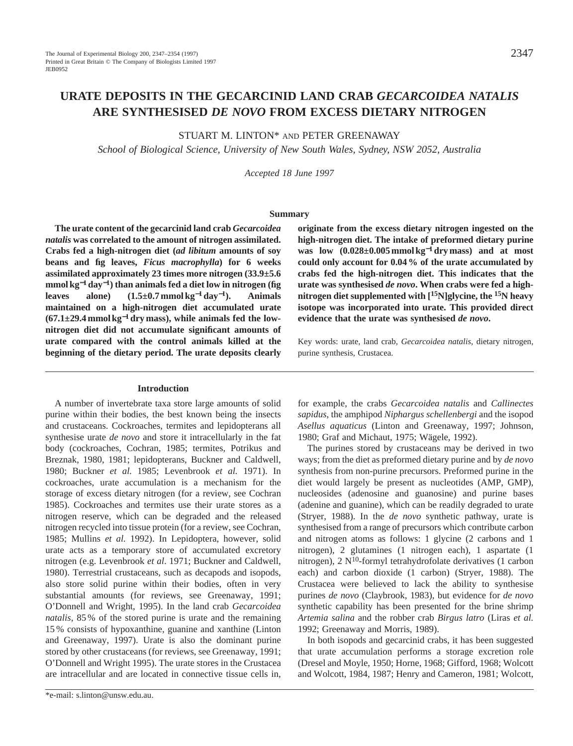# URATE DEPOSITS IN THE GECARCINID LAND CRAB *GECARCOIDEA NATALIS* ARE SYNTHESISED *DE NOVO* FROM EXCESS DIETARY NITROGEN

STUART M. LINTON* AND PETER GREENAWAY

*School of Biological Science, University of New South Wales, Sydney, NSW 2052, Australia*

*Accepted 18 June 1997*

## Summary

**The urate content of the gecarcinid land crab *Gecarcoidea natalis* was correlated to the amount of nitrogen assimilated. Crabs fed a high-nitrogen diet (*ad libitum* amounts of soy beans and fig leaves, *Ficus macrophylla*) for 6 weeks assimilated approximately 23 times more nitrogen (33.9±5.6 mmol kg$^{-1}$ day$^{-1}$) than animals fed a diet low in nitrogen (fig leaves alone) (1.5±0.7 mmol kg$^{-1}$ day$^{-1}$). Animals maintained on a high-nitrogen diet accumulated urate (67.1±29.4 mmol kg$^{-1}$ dry mass), while animals fed the low-nitrogen diet did not accumulate significant amounts of urate compared with the control animals killed at the beginning of the dietary period. The urate deposits clearly originate from the excess dietary nitrogen ingested on the high-nitrogen diet. The intake of preformed dietary purine was low (0.028±0.005 mmol kg$^{-1}$ dry mass) and at most could only account for 0.04 % of the urate accumulated by crabs fed the high-nitrogen diet. This indicates that the urate was synthesised *de novo*. When crabs were fed a high-nitrogen diet supplemented with [$^{15}$N]glycine, the $^{15}$N heavy isotope was incorporated into urate. This provided direct evidence that the urate was synthesised *de novo*.**

Key words: urate, land crab, *Gecarcoidea natalis*, dietary nitrogen, purine synthesis, Crustacea.

## Introduction

A number of invertebrate taxa store large amounts of solid purine within their bodies, the best known being the insects and crustaceans. Cockroaches, termites and lepidopterans all synthesise urate *de novo* and store it intracellularly in the fat body (cockroaches, Cochran, 1985; termites, Potrikus and Breznak, 1980, 1981; lepidopterans, Buckner and Caldwell, 1980; Buckner *et al.* 1985; Levenbrook *et al.* 1971). In cockroaches, urate accumulation is a mechanism for the storage of excess dietary nitrogen (for a review, see Cochran 1985). Cockroaches and termites use their urate stores as a nitrogen reserve, which can be degraded and the released nitrogen recycled into tissue protein (for a review, see Cochran, 1985; Mullins *et al.* 1992). In Lepidoptera, however, solid urate acts as a temporary store of accumulated excretory nitrogen (e.g. Levenbrook *et al*. 1971; Buckner and Caldwell, 1980). Terrestrial crustaceans, such as decapods and isopods, also store solid purine within their bodies, often in very substantial amounts (for reviews, see Greenaway, 1991; O'Donnell and Wright, 1995). In the land crab *Gecarcoidea natalis*, 85 % of the stored purine is urate and the remaining 15 % consists of hypoxanthine, guanine and xanthine (Linton and Greenaway, 1997). Urate is also the dominant purine stored by other crustaceans (for reviews, see Greenaway, 1991; O'Donnell and Wright 1995). The urate stores in the Crustacea are intracellular and are located in connective tissue cells in, for example, the crabs *Gecarcoidea natalis* and *Callinectes sapidus*, the amphipod *Niphargus schellenbergi* and the isopod *Asellus aquaticus* (Linton and Greenaway, 1997; Johnson, 1980; Graf and Michaut, 1975; Wägele, 1992).

The purines stored by crustaceans may be derived in two ways; from the diet as preformed dietary purine and by *de novo* synthesis from non-purine precursors. Preformed purine in the diet would largely be present as nucleotides (AMP, GMP), nucleosides (adenosine and guanosine) and purine bases (adenine and guanine), which can be readily degraded to urate (Stryer, 1988). In the *de novo* synthetic pathway, urate is synthesised from a range of precursors which contribute carbon and nitrogen atoms as follows: 1 glycine (2 carbons and 1 nitrogen), 2 glutamines (1 nitrogen each), 1 aspartate (1 nitrogen), 2 $N^{10}$-formyl tetrahydrofolate derivatives (1 carbon each) and carbon dioxide (1 carbon) (Stryer, 1988). The Crustacea were believed to lack the ability to synthesise purines *de novo* (Claybrook, 1983), but evidence for *de novo* synthetic capability has been presented for the brine shrimp *Artemia salina* and the robber crab *Birgus latro* (Liras *et al.* 1992; Greenaway and Morris, 1989).

In both isopods and gecarcinid crabs, it has been suggested that urate accumulation performs a storage excretion role (Dresel and Moyle, 1950; Horne, 1968; Gifford, 1968; Wolcott and Wolcott, 1984, 1987; Henry and Cameron, 1981; Wolcott,

*e-mail: s.linton@unsw.edu.au.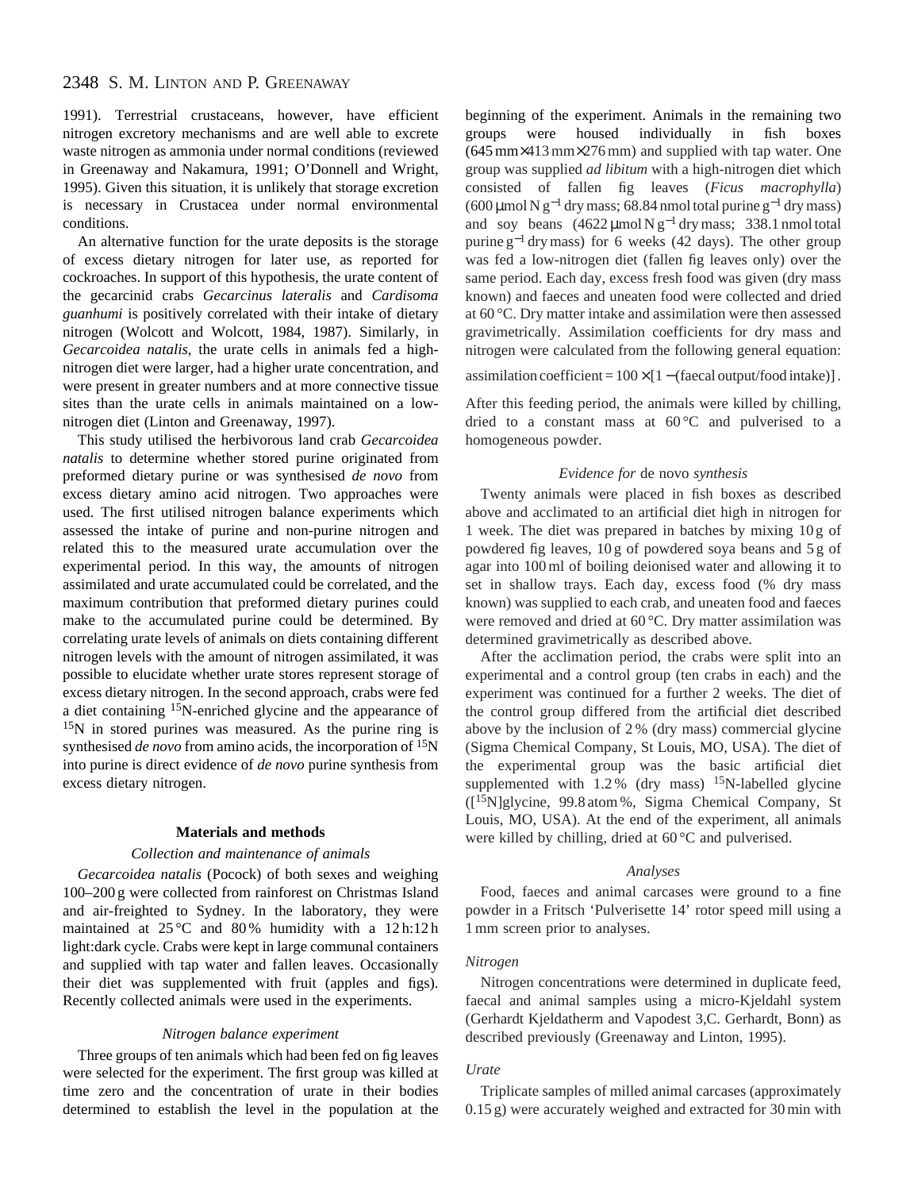1991). Terrestrial crustaceans, however, have efficient nitrogen excretory mechanisms and are well able to excrete waste nitrogen as ammonia under normal conditions (reviewed in Greenaway and Nakamura, 1991; O'Donnell and Wright, 1995). Given this situation, it is unlikely that storage excretion is necessary in Crustacea under normal environmental conditions.

An alternative function for the urate deposits is the storage of excess dietary nitrogen for later use, as reported for cockroaches. In support of this hypothesis, the urate content of the gecarcinid crabs *Gecarcinus lateralis* and *Cardisoma guanhumi* is positively correlated with their intake of dietary nitrogen (Wolcott and Wolcott, 1984, 1987). Similarly, in *Gecarcoidea natalis*, the urate cells in animals fed a high-nitrogen diet were larger, had a higher urate concentration, and were present in greater numbers and at more connective tissue sites than the urate cells in animals maintained on a low-nitrogen diet (Linton and Greenaway, 1997).

This study utilised the herbivorous land crab *Gecarcoidea natalis* to determine whether stored purine originated from preformed dietary purine or was synthesised *de novo* from excess dietary amino acid nitrogen. Two approaches were used. The first utilised nitrogen balance experiments which assessed the intake of purine and non-purine nitrogen and related this to the measured urate accumulation over the experimental period. In this way, the amounts of nitrogen assimilated and urate accumulated could be correlated, and the maximum contribution that preformed dietary purines could make to the accumulated purine could be determined. By correlating urate levels of animals on diets containing different nitrogen levels with the amount of nitrogen assimilated, it was possible to elucidate whether urate stores represent storage of excess dietary nitrogen. In the second approach, crabs were fed a diet containing $^{15}N$-enriched glycine and the appearance of $^{15}N$ in stored purines was measured. As the purine ring is synthesised *de novo* from amino acids, the incorporation of $^{15}N$ into purine is direct evidence of *de novo* purine synthesis from excess dietary nitrogen.

## Materials and methods

### *Collection and maintenance of animals*

*Gecarcoidea natalis* (Pocock) of both sexes and weighing 100–200 g were collected from rainforest on Christmas Island and air-freighted to Sydney. In the laboratory, they were maintained at 25 °C and 80 % humidity with a 12 h:12 h light:dark cycle. Crabs were kept in large communal containers and supplied with tap water and fallen leaves. Occasionally their diet was supplemented with fruit (apples and figs). Recently collected animals were used in the experiments.

### *Nitrogen balance experiment*

Three groups of ten animals which had been fed on fig leaves were selected for the experiment. The first group was killed at time zero and the concentration of urate in their bodies determined to establish the level in the population at the beginning of the experiment. Animals in the remaining two groups were housed individually in fish boxes (645 mm×413 mm×276 mm) and supplied with tap water. One group was supplied *ad libitum* with a high-nitrogen diet which consisted of fallen fig leaves (*Ficus macrophylla*) (600 μmol N $g^{-1}$ dry mass; 68.84 nmol total purine $g^{-1}$ dry mass) and soy beans (4622 μmol N $g^{-1}$ dry mass; 338.1 nmol total purine $g^{-1}$ dry mass) for 6 weeks (42 days). The other group was fed a low-nitrogen diet (fallen fig leaves only) over the same period. Each day, excess fresh food was given (dry mass known) and faeces and uneaten food were collected and dried at 60 °C. Dry matter intake and assimilation were then assessed gravimetrically. Assimilation coefficients for dry mass and nitrogen were calculated from the following general equation:

$$\text{assimilation coefficient} = 100 \times [1 - (\text{faecal output/food intake})]\,.$$

After this feeding period, the animals were killed by chilling, dried to a constant mass at 60 °C and pulverised to a homogeneous powder.

### *Evidence for* de novo *synthesis*

Twenty animals were placed in fish boxes as described above and acclimated to an artificial diet high in nitrogen for 1 week. The diet was prepared in batches by mixing 10 g of powdered fig leaves, 10 g of powdered soya beans and 5 g of agar into 100 ml of boiling deionised water and allowing it to set in shallow trays. Each day, excess food (% dry mass known) was supplied to each crab, and uneaten food and faeces were removed and dried at 60 °C. Dry matter assimilation was determined gravimetrically as described above.

After the acclimation period, the crabs were split into an experimental and a control group (ten crabs in each) and the experiment was continued for a further 2 weeks. The diet of the control group differed from the artificial diet described above by the inclusion of 2 % (dry mass) commercial glycine (Sigma Chemical Company, St Louis, MO, USA). The diet of the experimental group was the basic artificial diet supplemented with 1.2 % (dry mass) $^{15}N$-labelled glycine ([$^{15}N$]glycine, 99.8 atom %, Sigma Chemical Company, St Louis, MO, USA). At the end of the experiment, all animals were killed by chilling, dried at 60 °C and pulverised.

### *Analyses*

Food, faeces and animal carcases were ground to a fine powder in a Fritsch 'Pulverisette 14' rotor speed mill using a 1 mm screen prior to analyses.

#### *Nitrogen*

Nitrogen concentrations were determined in duplicate feed, faecal and animal samples using a micro-Kjeldahl system (Gerhardt Kjeldatherm and Vapodest 3,C. Gerhardt, Bonn) as described previously (Greenaway and Linton, 1995).

#### *Urate*

Triplicate samples of milled animal carcases (approximately 0.15 g) were accurately weighed and extracted for 30 min with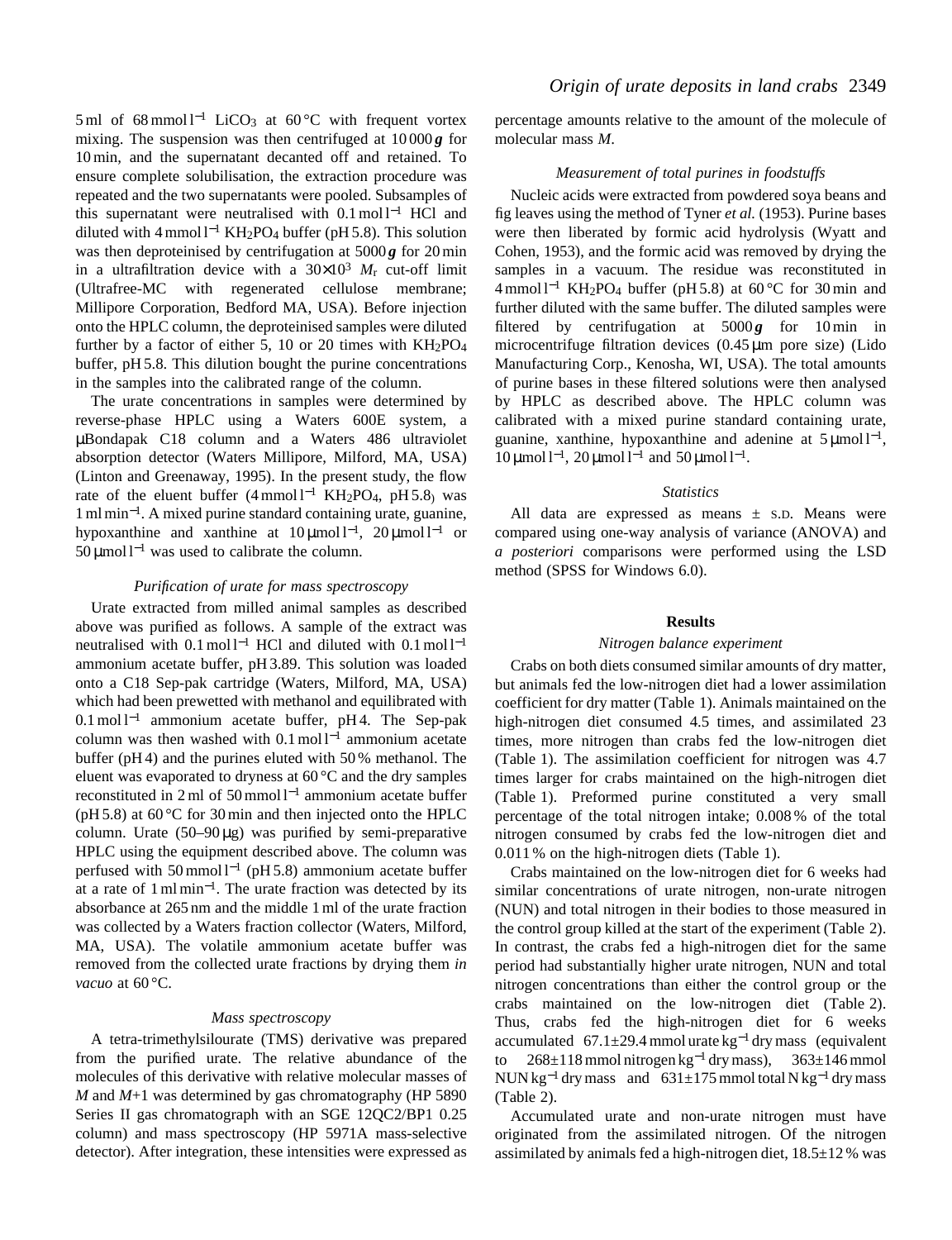5 ml of 68 mmol l$^{-1}$ $LiCO_3$ at 60 °C with frequent vortex mixing. The suspension was then centrifuged at 10 000 ***g*** for 10 min, and the supernatant decanted off and retained. To ensure complete solubilisation, the extraction procedure was repeated and the two supernatants were pooled. Subsamples of this supernatant were neutralised with 0.1 mol l$^{-1}$ HCl and diluted with 4 mmol l$^{-1}$ $KH_2PO_4$ buffer (pH 5.8). This solution was then deproteinised by centrifugation at 5000 ***g*** for 20 min in a ultrafiltration device with a $30\times10^3$ $M_r$ cut-off limit (Ultrafree-MC with regenerated cellulose membrane; Millipore Corporation, Bedford MA, USA). Before injection onto the HPLC column, the deproteinised samples were diluted further by a factor of either 5, 10 or 20 times with $KH_2PO_4$ buffer, pH 5.8. This dilution bought the purine concentrations in the samples into the calibrated range of the column.

The urate concentrations in samples were determined by reverse-phase HPLC using a Waters 600E system, a μBondapak C18 column and a Waters 486 ultraviolet absorption detector (Waters Millipore, Milford, MA, USA) (Linton and Greenaway, 1995). In the present study, the flow rate of the eluent buffer (4 mmol l$^{-1}$ $KH_2PO_4$, pH 5.8) was 1 ml min$^{-1}$. A mixed purine standard containing urate, guanine, hypoxanthine and xanthine at 10 μmol l$^{-1}$, 20 μmol l$^{-1}$ or 50 μmol l$^{-1}$ was used to calibrate the column.

### *Purification of urate for mass spectroscopy*

Urate extracted from milled animal samples as described above was purified as follows. A sample of the extract was neutralised with 0.1 mol l$^{-1}$ HCl and diluted with 0.1 mol l$^{-1}$ ammonium acetate buffer, pH 3.89. This solution was loaded onto a C18 Sep-pak cartridge (Waters, Milford, MA, USA) which had been prewetted with methanol and equilibrated with 0.1 mol l$^{-1}$ ammonium acetate buffer, pH 4. The Sep-pak column was then washed with 0.1 mol l$^{-1}$ ammonium acetate buffer (pH 4) and the purines eluted with 50 % methanol. The eluent was evaporated to dryness at 60 °C and the dry samples reconstituted in 2 ml of 50 mmol l$^{-1}$ ammonium acetate buffer (pH 5.8) at 60 °C for 30 min and then injected onto the HPLC column. Urate (50–90 μg) was purified by semi-preparative HPLC using the equipment described above. The column was perfused with 50 mmol l$^{-1}$ (pH 5.8) ammonium acetate buffer at a rate of 1 ml min$^{-1}$. The urate fraction was detected by its absorbance at 265 nm and the middle 1 ml of the urate fraction was collected by a Waters fraction collector (Waters, Milford, MA, USA). The volatile ammonium acetate buffer was removed from the collected urate fractions by drying them *in vacuo* at 60 °C.

### *Mass spectroscopy*

A tetra-trimethylsilourate (TMS) derivative was prepared from the purified urate. The relative abundance of the molecules of this derivative with relative molecular masses of $M$ and $M$+1 was determined by gas chromatography (HP 5890 Series II gas chromatograph with an SGE 12QC2/BP1 0.25 column) and mass spectroscopy (HP 5971A mass-selective detector). After integration, these intensities were expressed as percentage amounts relative to the amount of the molecule of molecular mass $M$.

### *Measurement of total purines in foodstuffs*

Nucleic acids were extracted from powdered soya beans and fig leaves using the method of Tyner *et al.* (1953). Purine bases were then liberated by formic acid hydrolysis (Wyatt and Cohen, 1953), and the formic acid was removed by drying the samples in a vacuum. The residue was reconstituted in 4 mmol l$^{-1}$ $KH_2PO_4$ buffer (pH 5.8) at 60 °C for 30 min and further diluted with the same buffer. The diluted samples were filtered by centrifugation at 5000 ***g*** for 10 min in microcentrifuge filtration devices (0.45 μm pore size) (Lido Manufacturing Corp., Kenosha, WI, USA). The total amounts of purine bases in these filtered solutions were then analysed by HPLC as described above. The HPLC column was calibrated with a mixed purine standard containing urate, guanine, xanthine, hypoxanthine and adenine at 5 μmol l$^{-1}$, 10 μmol l$^{-1}$, 20 μmol l$^{-1}$ and 50 μmol l$^{-1}$.

### *Statistics*

All data are expressed as means ± S.D. Means were compared using one-way analysis of variance (ANOVA) and *a posteriori* comparisons were performed using the LSD method (SPSS for Windows 6.0).

## Results

### *Nitrogen balance experiment*

Crabs on both diets consumed similar amounts of dry matter, but animals fed the low-nitrogen diet had a lower assimilation coefficient for dry matter (Table 1). Animals maintained on the high-nitrogen diet consumed 4.5 times, and assimilated 23 times, more nitrogen than crabs fed the low-nitrogen diet (Table 1). The assimilation coefficient for nitrogen was 4.7 times larger for crabs maintained on the high-nitrogen diet (Table 1). Preformed purine constituted a very small percentage of the total nitrogen intake; 0.008 % of the total nitrogen consumed by crabs fed the low-nitrogen diet and 0.011 % on the high-nitrogen diets (Table 1).

Crabs maintained on the low-nitrogen diet for 6 weeks had similar concentrations of urate nitrogen, non-urate nitrogen (NUN) and total nitrogen in their bodies to those measured in the control group killed at the start of the experiment (Table 2). In contrast, the crabs fed a high-nitrogen diet for the same period had substantially higher urate nitrogen, NUN and total nitrogen concentrations than either the control group or the crabs maintained on the low-nitrogen diet (Table 2). Thus, crabs fed the high-nitrogen diet for 6 weeks accumulated 67.1±29.4 mmol urate kg$^{-1}$ dry mass (equivalent to 268±118 mmol nitrogen kg$^{-1}$ dry mass), 363±146 mmol NUN kg$^{-1}$ dry mass and 631±175 mmol total N kg$^{-1}$ dry mass (Table 2).

Accumulated urate and non-urate nitrogen must have originated from the assimilated nitrogen. Of the nitrogen assimilated by animals fed a high-nitrogen diet, 18.5±12 % was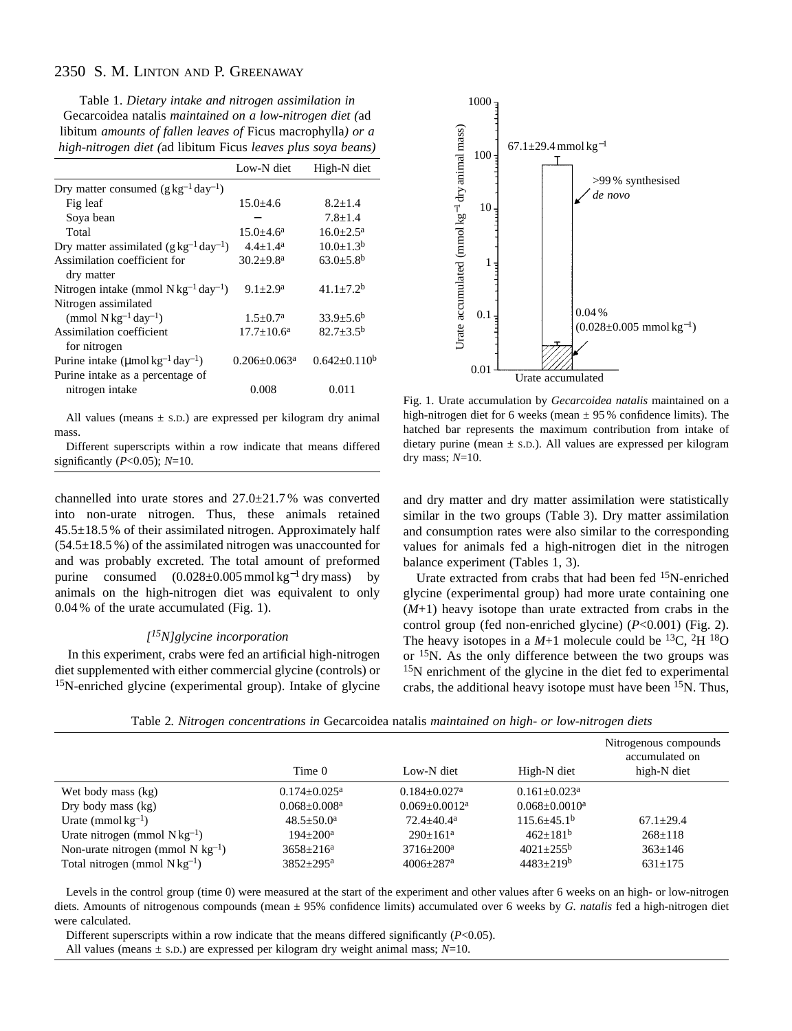Table 1. *Dietary intake and nitrogen assimilation in* Gecarcoidea natalis *maintained on a low-nitrogen diet (*ad libitum *amounts of fallen leaves of* Ficus macrophylla*) or a high-nitrogen diet (*ad libitum Ficus *leaves plus soya beans)*

| | Low-N diet | High-N diet |
|---|---|---|
| Dry matter consumed ($g\,kg^{-1}\,day^{-1}$) | | |
| Fig leaf | 15.0±4.6 | 8.2±1.4 |
| Soya bean | − | 7.8±1.4 |
| Total | 15.0±4.6[a] | 16.0±2.5[a] |
| Dry matter assimilated ($g\,kg^{-1}\,day^{-1}$) | 4.4±1.4[a] | 10.0±1.3[b] |
| Assimilation coefficient for dry matter | 30.2±9.8[a] | 63.0±5.8[b] |
| Nitrogen intake ($mmol\,N\,kg^{-1}\,day^{-1}$) | 9.1±2.9[a] | 41.1±7.2[b] |
| Nitrogen assimilated ($mmol\,N\,kg^{-1}\,day^{-1}$) | 1.5±0.7[a] | 33.9±5.6[b] |
| Assimilation coefficient for nitrogen | 17.7±10.6[a] | 82.7±3.5[b] |
| Purine intake ($\mu mol\,kg^{-1}\,day^{-1}$) | 0.206±0.063[a] | 0.642±0.110[b] |
| Purine intake as a percentage of nitrogen intake | 0.008 | 0.011 |

All values (means ± S.D.) are expressed per kilogram dry animal mass.

Different superscripts within a row indicate that means differed significantly ($P<0.05$); $N=10$.

channelled into urate stores and 27.0±21.7 % was converted into non-urate nitrogen. Thus, these animals retained 45.5±18.5 % of their assimilated nitrogen. Approximately half (54.5±18.5 %) of the assimilated nitrogen was unaccounted for and was probably excreted. The total amount of preformed purine consumed (0.028±0.005 mmol kg$^{-1}$ dry mass) by animals on the high-nitrogen diet was equivalent to only 0.04 % of the urate accumulated (Fig. 1).

### [$^{15}$N]glycine incorporation

In this experiment, crabs were fed an artificial high-nitrogen diet supplemented with either commercial glycine (controls) or $^{15}$N-enriched glycine (experimental group). Intake of glycine and dry matter and dry matter assimilation were statistically similar in the two groups (Table 3). Dry matter assimilation and consumption rates were also similar to the corresponding values for animals fed a high-nitrogen diet in the nitrogen balance experiment (Tables 1, 3).

Urate extracted from crabs that had been fed $^{15}$N-enriched glycine (experimental group) had more urate containing one ($M$+1) heavy isotope than urate extracted from crabs in the control group (fed non-enriched glycine) ($P<0.001$) (Fig. 2). The heavy isotopes in a $M$+1 molecule could be $^{13}$C, $^{2}$H $^{18}$O or $^{15}$N. As the only difference between the two groups was $^{15}$N enrichment of the glycine in the diet fed to experimental crabs, the additional heavy isotope must have been $^{15}$N. Thus,

Fig. 1. Urate accumulation by *Gecarcoidea natalis* maintained on a high-nitrogen diet for 6 weeks (mean ± 95 % confidence limits). The hatched bar represents the maximum contribution from intake of dietary purine (mean ± S.D.). All values are expressed per kilogram dry mass; $N=10$.

Table 2. *Nitrogen concentrations in* Gecarcoidea natalis *maintained on high- or low-nitrogen diets*

| | Time 0 | Low-N diet | High-N diet | Nitrogenous compounds accumulated on high-N diet |
|---|---|---|---|---|
| Wet body mass (kg) | 0.174±0.025[a] | 0.184±0.027[a] | 0.161±0.023[a] | |
| Dry body mass (kg) | 0.068±0.008[a] | 0.069±0.0012[a] | 0.068±0.0010[a] | |
| Urate ($mmol\,kg^{-1}$) | 48.5±50.0[a] | 72.4±40.4[a] | 115.6±45.1[b] | 67.1±29.4 |
| Urate nitrogen ($mmol\,N\,kg^{-1}$) | 194±200[a] | 290±161[a] | 462±181[b] | 268±118 |
| Non-urate nitrogen ($mmol\,N\,kg^{-1}$) | 3658±216[a] | 3716±200[a] | 4021±255[b] | 363±146 |
| Total nitrogen ($mmol\,N\,kg^{-1}$) | 3852±295[a] | 4006±287[a] | 4483±219[b] | 631±175 |

Levels in the control group (time 0) were measured at the start of the experiment and other values after 6 weeks on an high- or low-nitrogen diets. Amounts of nitrogenous compounds (mean ± 95% confidence limits) accumulated over 6 weeks by *G. natalis* fed a high-nitrogen diet were calculated.

Different superscripts within a row indicate that the means differed significantly ($P<0.05$).

All values (means ± S.D.) are expressed per kilogram dry weight animal mass; $N=10$.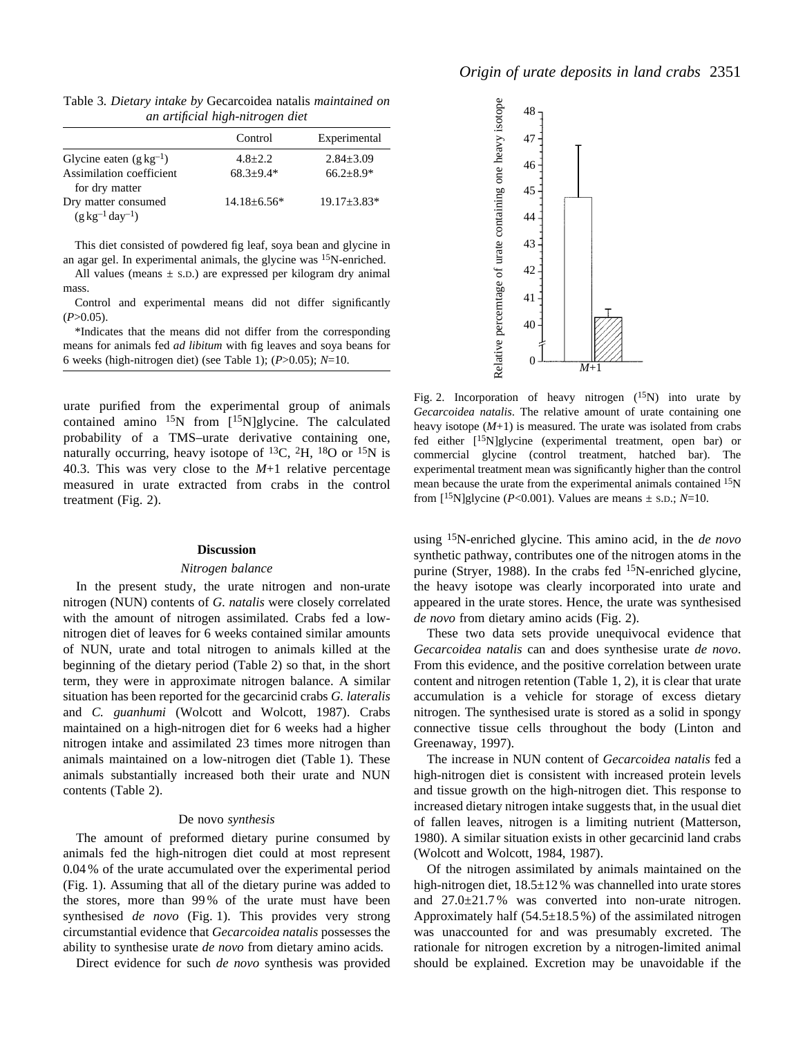Table 3. *Dietary intake by* Gecarcoidea natalis *maintained on an artificial high-nitrogen diet*

| | Control | Experimental |
|---|---|---|
| Glycine eaten ($g\,kg^{-1}$) | 4.8±2.2 | 2.84±3.09 |
| Assimilation coefficient for dry matter | 68.3±9.4* | 66.2±8.9* |
| Dry matter consumed ($g\,kg^{-1}\,day^{-1}$) | 14.18±6.56* | 19.17±3.83* |

This diet consisted of powdered fig leaf, soya bean and glycine in an agar gel. In experimental animals, the glycine was $^{15}N$-enriched.

All values (means ± S.D.) are expressed per kilogram dry animal mass.

Control and experimental means did not differ significantly ($P>0.05$).

*Indicates that the means did not differ from the corresponding means for animals fed *ad libitum* with fig leaves and soya beans for 6 weeks (high-nitrogen diet) (see Table 1); ($P>0.05$); $N$=10.

urate purified from the experimental group of animals contained amino $^{15}N$ from [$^{15}N$]glycine. The calculated probability of a TMS–urate derivative containing one, naturally occurring, heavy isotope of $^{13}C$, $^{2}H$, $^{18}O$ or $^{15}N$ is 40.3. This was very close to the $M$+1 relative percentage measured in urate extracted from crabs in the control treatment (Fig. 2).

Fig. 2. Incorporation of heavy nitrogen ($^{15}N$) into urate by *Gecarcoidea natalis*. The relative amount of urate containing one heavy isotope ($M$+1) is measured. The urate was isolated from crabs fed either [$^{15}N$]glycine (experimental treatment, open bar) or commercial glycine (control treatment, hatched bar). The experimental treatment mean was significantly higher than the control mean because the urate from the experimental animals contained $^{15}N$ from [$^{15}N$]glycine ($P<0.001$). Values are means ± S.D.; $N$=10.

## Discussion

### Nitrogen balance

In the present study, the urate nitrogen and non-urate nitrogen (NUN) contents of *G. natalis* were closely correlated with the amount of nitrogen assimilated. Crabs fed a low-nitrogen diet of leaves for 6 weeks contained similar amounts of NUN, urate and total nitrogen to animals killed at the beginning of the dietary period (Table 2) so that, in the short term, they were in approximate nitrogen balance. A similar situation has been reported for the gecarcinid crabs *G. lateralis* and *C. guanhumi* (Wolcott and Wolcott, 1987). Crabs maintained on a high-nitrogen diet for 6 weeks had a higher nitrogen intake and assimilated 23 times more nitrogen than animals maintained on a low-nitrogen diet (Table 1). These animals substantially increased both their urate and NUN contents (Table 2).

### De novo *synthesis*

The amount of preformed dietary purine consumed by animals fed the high-nitrogen diet could at most represent 0.04 % of the urate accumulated over the experimental period (Fig. 1). Assuming that all of the dietary purine was added to the stores, more than 99 % of the urate must have been synthesised *de novo* (Fig. 1). This provides very strong circumstantial evidence that *Gecarcoidea natalis* possesses the ability to synthesise urate *de novo* from dietary amino acids.

Direct evidence for such *de novo* synthesis was provided using $^{15}N$-enriched glycine. This amino acid, in the *de novo* synthetic pathway, contributes one of the nitrogen atoms in the purine (Stryer, 1988). In the crabs fed $^{15}N$-enriched glycine, the heavy isotope was clearly incorporated into urate and appeared in the urate stores. Hence, the urate was synthesised *de novo* from dietary amino acids (Fig. 2).

These two data sets provide unequivocal evidence that *Gecarcoidea natalis* can and does synthesise urate *de novo*. From this evidence, and the positive correlation between urate content and nitrogen retention (Table 1, 2), it is clear that urate accumulation is a vehicle for storage of excess dietary nitrogen. The synthesised urate is stored as a solid in spongy connective tissue cells throughout the body (Linton and Greenaway, 1997).

The increase in NUN content of *Gecarcoidea natalis* fed a high-nitrogen diet is consistent with increased protein levels and tissue growth on the high-nitrogen diet. This response to increased dietary nitrogen intake suggests that, in the usual diet of fallen leaves, nitrogen is a limiting nutrient (Matterson, 1980). A similar situation exists in other gecarcinid land crabs (Wolcott and Wolcott, 1984, 1987).

Of the nitrogen assimilated by animals maintained on the high-nitrogen diet, 18.5±12 % was channelled into urate stores and 27.0±21.7 % was converted into non-urate nitrogen. Approximately half (54.5±18.5 %) of the assimilated nitrogen was unaccounted for and was presumably excreted. The rationale for nitrogen excretion by a nitrogen-limited animal should be explained. Excretion may be unavoidable if the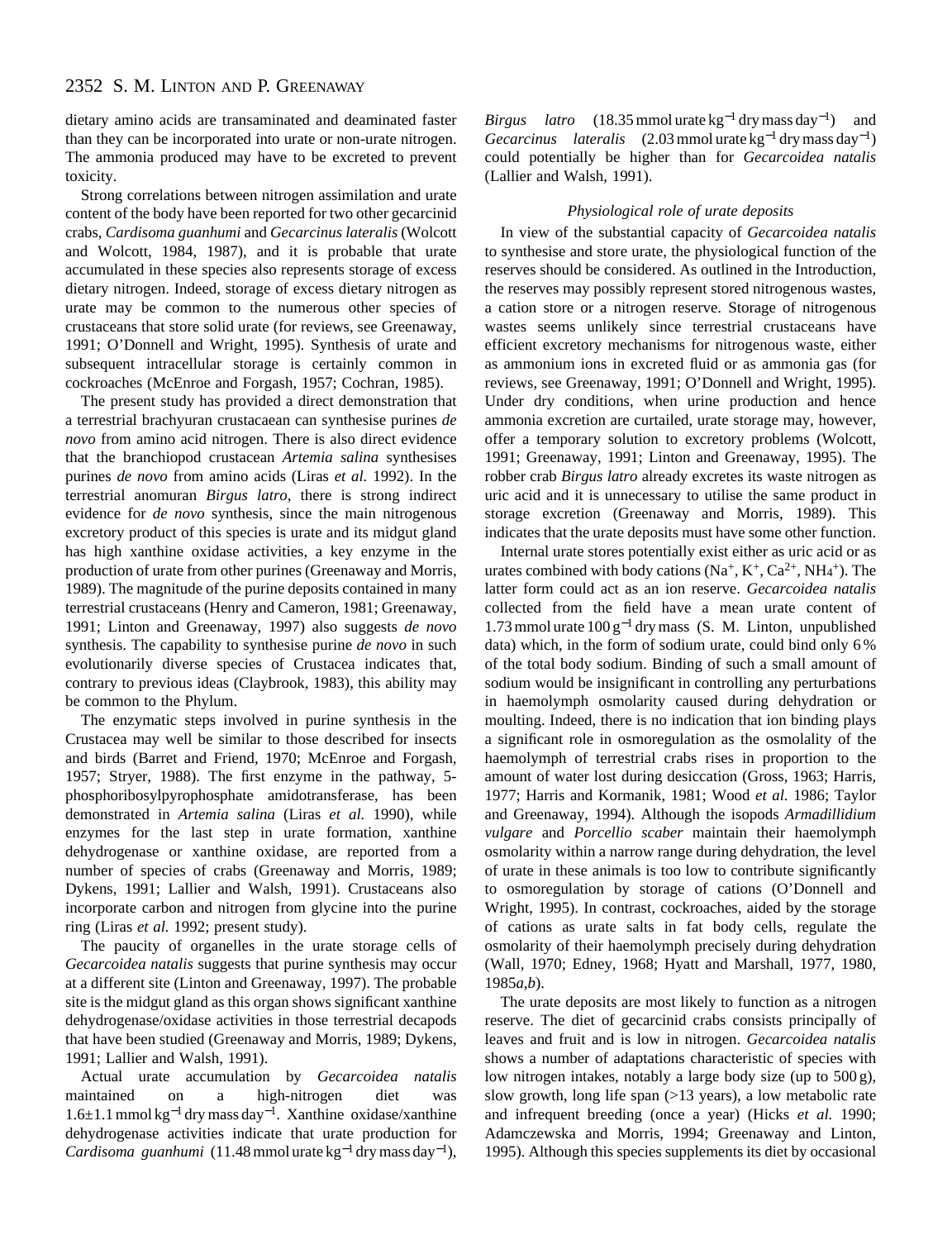dietary amino acids are transaminated and deaminated faster than they can be incorporated into urate or non-urate nitrogen. The ammonia produced may have to be excreted to prevent toxicity.

Strong correlations between nitrogen assimilation and urate content of the body have been reported for two other gecarcinid crabs, *Cardisoma guanhumi* and *Gecarcinus lateralis* (Wolcott and Wolcott, 1984, 1987), and it is probable that urate accumulated in these species also represents storage of excess dietary nitrogen. Indeed, storage of excess dietary nitrogen as urate may be common to the numerous other species of crustaceans that store solid urate (for reviews, see Greenaway, 1991; O'Donnell and Wright, 1995). Synthesis of urate and subsequent intracellular storage is certainly common in cockroaches (McEnroe and Forgash, 1957; Cochran, 1985).

The present study has provided a direct demonstration that a terrestrial brachyuran crustacean can synthesise purines *de novo* from amino acid nitrogen. There is also direct evidence that the branchiopod crustacean *Artemia salina* synthesises purines *de novo* from amino acids (Liras *et al.* 1992). In the terrestrial anomuran *Birgus latro*, there is strong indirect evidence for *de novo* synthesis, since the main nitrogenous excretory product of this species is urate and its midgut gland has high xanthine oxidase activities, a key enzyme in the production of urate from other purines (Greenaway and Morris, 1989). The magnitude of the purine deposits contained in many terrestrial crustaceans (Henry and Cameron, 1981; Greenaway, 1991; Linton and Greenaway, 1997) also suggests *de novo* synthesis. The capability to synthesise purine *de novo* in such evolutionarily diverse species of Crustacea indicates that, contrary to previous ideas (Claybrook, 1983), this ability may be common to the Phylum.

The enzymatic steps involved in purine synthesis in the Crustacea may well be similar to those described for insects and birds (Barret and Friend, 1970; McEnroe and Forgash, 1957; Stryer, 1988). The first enzyme in the pathway, 5-phosphoribosylpyrophosphate amidotransferase, has been demonstrated in *Artemia salina* (Liras *et al.* 1990), while enzymes for the last step in urate formation, xanthine dehydrogenase or xanthine oxidase, are reported from a number of species of crabs (Greenaway and Morris, 1989; Dykens, 1991; Lallier and Walsh, 1991). Crustaceans also incorporate carbon and nitrogen from glycine into the purine ring (Liras *et al.* 1992; present study).

The paucity of organelles in the urate storage cells of *Gecarcoidea natalis* suggests that purine synthesis may occur at a different site (Linton and Greenaway, 1997). The probable site is the midgut gland as this organ shows significant xanthine dehydrogenase/oxidase activities in those terrestrial decapods that have been studied (Greenaway and Morris, 1989; Dykens, 1991; Lallier and Walsh, 1991).

Actual urate accumulation by *Gecarcoidea natalis* maintained on a high-nitrogen diet was $1.6\pm1.1$ mmol kg$^{-1}$ dry mass day$^{-1}$. Xanthine oxidase/xanthine dehydrogenase activities indicate that urate production for *Cardisoma guanhumi* (11.48 mmol urate kg$^{-1}$ dry mass day$^{-1}$), *Birgus latro* (18.35 mmol urate kg$^{-1}$ dry mass day$^{-1}$) and *Gecarcinus lateralis* (2.03 mmol urate kg$^{-1}$ dry mass day$^{-1}$) could potentially be higher than for *Gecarcoidea natalis* (Lallier and Walsh, 1991).

### *Physiological role of urate deposits*

In view of the substantial capacity of *Gecarcoidea natalis* to synthesise and store urate, the physiological function of the reserves should be considered. As outlined in the Introduction, the reserves may possibly represent stored nitrogenous wastes, a cation store or a nitrogen reserve. Storage of nitrogenous wastes seems unlikely since terrestrial crustaceans have efficient excretory mechanisms for nitrogenous waste, either as ammonium ions in excreted fluid or as ammonia gas (for reviews, see Greenaway, 1991; O'Donnell and Wright, 1995). Under dry conditions, when urine production and hence ammonia excretion are curtailed, urate storage may, however, offer a temporary solution to excretory problems (Wolcott, 1991; Greenaway, 1991; Linton and Greenaway, 1995). The robber crab *Birgus latro* already excretes its waste nitrogen as uric acid and it is unnecessary to utilise the same product in storage excretion (Greenaway and Morris, 1989). This indicates that the urate deposits must have some other function.

Internal urate stores potentially exist either as uric acid or as urates combined with body cations ($Na^+$, $K^+$, $Ca^{2+}$, $NH_4^+$). The latter form could act as an ion reserve. *Gecarcoidea natalis* collected from the field have a mean urate content of 1.73 mmol urate 100 g$^{-1}$ dry mass (S. M. Linton, unpublished data) which, in the form of sodium urate, could bind only 6 % of the total body sodium. Binding of such a small amount of sodium would be insignificant in controlling any perturbations in haemolymph osmolarity caused during dehydration or moulting. Indeed, there is no indication that ion binding plays a significant role in osmoregulation as the osmolality of the haemolymph of terrestrial crabs rises in proportion to the amount of water lost during desiccation (Gross, 1963; Harris, 1977; Harris and Kormanik, 1981; Wood *et al.* 1986; Taylor and Greenaway, 1994). Although the isopods *Armadillidium vulgare* and *Porcellio scaber* maintain their haemolymph osmolarity within a narrow range during dehydration, the level of urate in these animals is too low to contribute significantly to osmoregulation by storage of cations (O'Donnell and Wright, 1995). In contrast, cockroaches, aided by the storage of cations as urate salts in fat body cells, regulate the osmolarity of their haemolymph precisely during dehydration (Wall, 1970; Edney, 1968; Hyatt and Marshall, 1977, 1980, 1985*a*,*b*).

The urate deposits are most likely to function as a nitrogen reserve. The diet of gecarcinid crabs consists principally of leaves and fruit and is low in nitrogen. *Gecarcoidea natalis* shows a number of adaptations characteristic of species with low nitrogen intakes, notably a large body size (up to 500 g), slow growth, long life span (>13 years), a low metabolic rate and infrequent breeding (once a year) (Hicks *et al.* 1990; Adamczewska and Morris, 1994; Greenaway and Linton, 1995). Although this species supplements its diet by occasional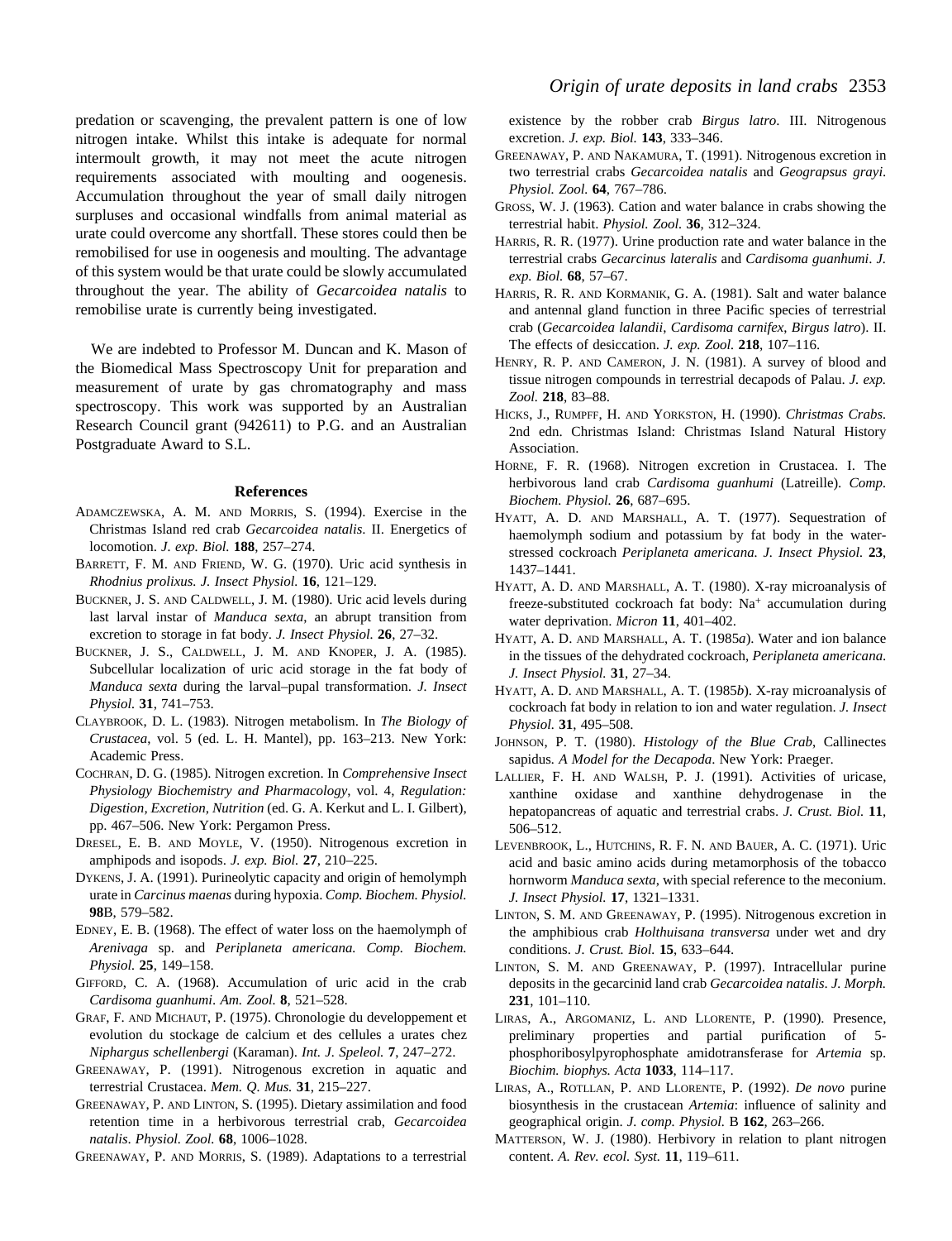predation or scavenging, the prevalent pattern is one of low nitrogen intake. Whilst this intake is adequate for normal intermoult growth, it may not meet the acute nitrogen requirements associated with moulting and oogenesis. Accumulation throughout the year of small daily nitrogen surpluses and occasional windfalls from animal material as urate could overcome any shortfall. These stores could then be remobilised for use in oogenesis and moulting. The advantage of this system would be that urate could be slowly accumulated throughout the year. The ability of *Gecarcoidea natalis* to remobilise urate is currently being investigated.

We are indebted to Professor M. Duncan and K. Mason of the Biomedical Mass Spectroscopy Unit for preparation and measurement of urate by gas chromatography and mass spectroscopy. This work was supported by an Australian Research Council grant (942611) to P.G. and an Australian Postgraduate Award to S.L.

## References

Adamczewska, A. M. and Morris, S. (1994). Exercise in the Christmas Island red crab *Gecarcoidea natalis.* II. Energetics of locomotion. *J. exp. Biol.* **188**, 257–274.

Barrett, F. M. and Friend, W. G. (1970). Uric acid synthesis in *Rhodnius prolixus. J. Insect Physiol.* **16**, 121–129.

Buckner, J. S. and Caldwell, J. M. (1980). Uric acid levels during last larval instar of *Manduca sexta*, an abrupt transition from excretion to storage in fat body. *J. Insect Physiol.* **26**, 27–32.

Buckner, J. S., Caldwell, J. M. and Knoper, J. A. (1985). Subcellular localization of uric acid storage in the fat body of *Manduca sexta* during the larval–pupal transformation. *J. Insect Physiol.* **31**, 741–753.

Claybrook, D. L. (1983). Nitrogen metabolism. In *The Biology of Crustacea*, vol. 5 (ed. L. H. Mantel), pp. 163–213. New York: Academic Press.

Cochran, D. G. (1985). Nitrogen excretion. In *Comprehensive Insect Physiology Biochemistry and Pharmacology*, vol. 4, *Regulation: Digestion, Excretion, Nutrition* (ed. G. A. Kerkut and L. I. Gilbert), pp. 467–506. New York: Pergamon Press.

Dresel, E. B. and Moyle, V. (1950). Nitrogenous excretion in amphipods and isopods. *J. exp. Biol.* **27**, 210–225.

Dykens, J. A. (1991). Purineolytic capacity and origin of hemolymph urate in *Carcinus maenas* during hypoxia. *Comp. Biochem. Physiol.* **98**B, 579–582.

Edney, E. B. (1968). The effect of water loss on the haemolymph of *Arenivaga* sp. and *Periplaneta americana. Comp. Biochem. Physiol.* **25**, 149–158.

Gifford, C. A. (1968). Accumulation of uric acid in the crab *Cardisoma guanhumi*. *Am. Zool.* **8**, 521–528.

Graf, F. and Michaut, P. (1975). Chronologie du developpement et evolution du stockage de calcium et des cellules a urates chez *Niphargus schellenbergi* (Karaman). *Int. J. Speleol.* **7**, 247–272.

Greenaway, P. (1991). Nitrogenous excretion in aquatic and terrestrial Crustacea. *Mem. Q. Mus.* **31**, 215–227.

Greenaway, P. and Linton, S. (1995). Dietary assimilation and food retention time in a herbivorous terrestrial crab, *Gecarcoidea natalis*. *Physiol. Zool.* **68**, 1006–1028.

Greenaway, P. and Morris, S. (1989). Adaptations to a terrestrial existence by the robber crab *Birgus latro*. III. Nitrogenous excretion. *J. exp. Biol.* **143**, 333–346.

Greenaway, P. and Nakamura, T. (1991). Nitrogenous excretion in two terrestrial crabs *Gecarcoidea natalis* and *Geograpsus grayi. Physiol. Zool.* **64**, 767–786.

Gross, W. J. (1963). Cation and water balance in crabs showing the terrestrial habit. *Physiol. Zool.* **36**, 312–324.

Harris, R. R. (1977). Urine production rate and water balance in the terrestrial crabs *Gecarcinus lateralis* and *Cardisoma guanhumi*. *J. exp. Biol.* **68**, 57–67.

Harris, R. R. and Kormanik, G. A. (1981). Salt and water balance and antennal gland function in three Pacific species of terrestrial crab (*Gecarcoidea lalandii*, *Cardisoma carnifex*, *Birgus latro*). II. The effects of desiccation. *J. exp. Zool.* **218**, 107–116.

Henry, R. P. and Cameron, J. N. (1981). A survey of blood and tissue nitrogen compounds in terrestrial decapods of Palau. *J. exp. Zool.* **218**, 83–88.

Hicks, J., Rumpff, H. and Yorkston, H. (1990). *Christmas Crabs.* 2nd edn. Christmas Island: Christmas Island Natural History Association.

Horne, F. R. (1968). Nitrogen excretion in Crustacea. I. The herbivorous land crab *Cardisoma guanhumi* (Latreille). *Comp. Biochem. Physiol.* **26**, 687–695.

Hyatt, A. D. and Marshall, A. T. (1977). Sequestration of haemolymph sodium and potassium by fat body in the water-stressed cockroach *Periplaneta americana. J. Insect Physiol.* **23**, 1437–1441.

Hyatt, A. D. and Marshall, A. T. (1980). X-ray microanalysis of freeze-substituted cockroach fat body: $Na^{+}$ accumulation during water deprivation. *Micron* **11**, 401–402.

Hyatt, A. D. and Marshall, A. T. (1985*a*). Water and ion balance in the tissues of the dehydrated cockroach, *Periplaneta americana. J. Insect Physiol.* **31**, 27–34.

Hyatt, A. D. and Marshall, A. T. (1985*b*). X-ray microanalysis of cockroach fat body in relation to ion and water regulation. *J. Insect Physiol.* **31**, 495–508.

Johnson, P. T. (1980). *Histology of the Blue Crab*, Callinectes sapidus. *A Model for the Decapoda*. New York: Praeger.

Lallier, F. H. and Walsh, P. J. (1991). Activities of uricase, xanthine oxidase and xanthine dehydrogenase in the hepatopancreas of aquatic and terrestrial crabs. *J. Crust. Biol.* **11**, 506–512.

Levenbrook, L., Hutchins, R. F. N. and Bauer, A. C. (1971). Uric acid and basic amino acids during metamorphosis of the tobacco hornworm *Manduca sexta*, with special reference to the meconium. *J. Insect Physiol.* **17**, 1321–1331.

Linton, S. M. and Greenaway, P. (1995). Nitrogenous excretion in the amphibious crab *Holthuisana transversa* under wet and dry conditions. *J. Crust. Biol.* **15**, 633–644.

Linton, S. M. and Greenaway, P. (1997). Intracellular purine deposits in the gecarcinid land crab *Gecarcoidea natalis*. *J. Morph.* **231**, 101–110.

Liras, A., Argomaniz, L. and Llorente, P. (1990). Presence, preliminary properties and partial purification of 5-phosphoribosylpyrophosphate amidotransferase for *Artemia* sp. *Biochim. biophys. Acta* **1033**, 114–117.

Liras, A., Rotllan, P. and Llorente, P. (1992). *De novo* purine biosynthesis in the crustacean *Artemia*: influence of salinity and geographical origin. *J. comp. Physiol.* B **162**, 263–266.

Matterson, W. J. (1980). Herbivory in relation to plant nitrogen content. *A. Rev. ecol. Syst.* **11**, 119–611.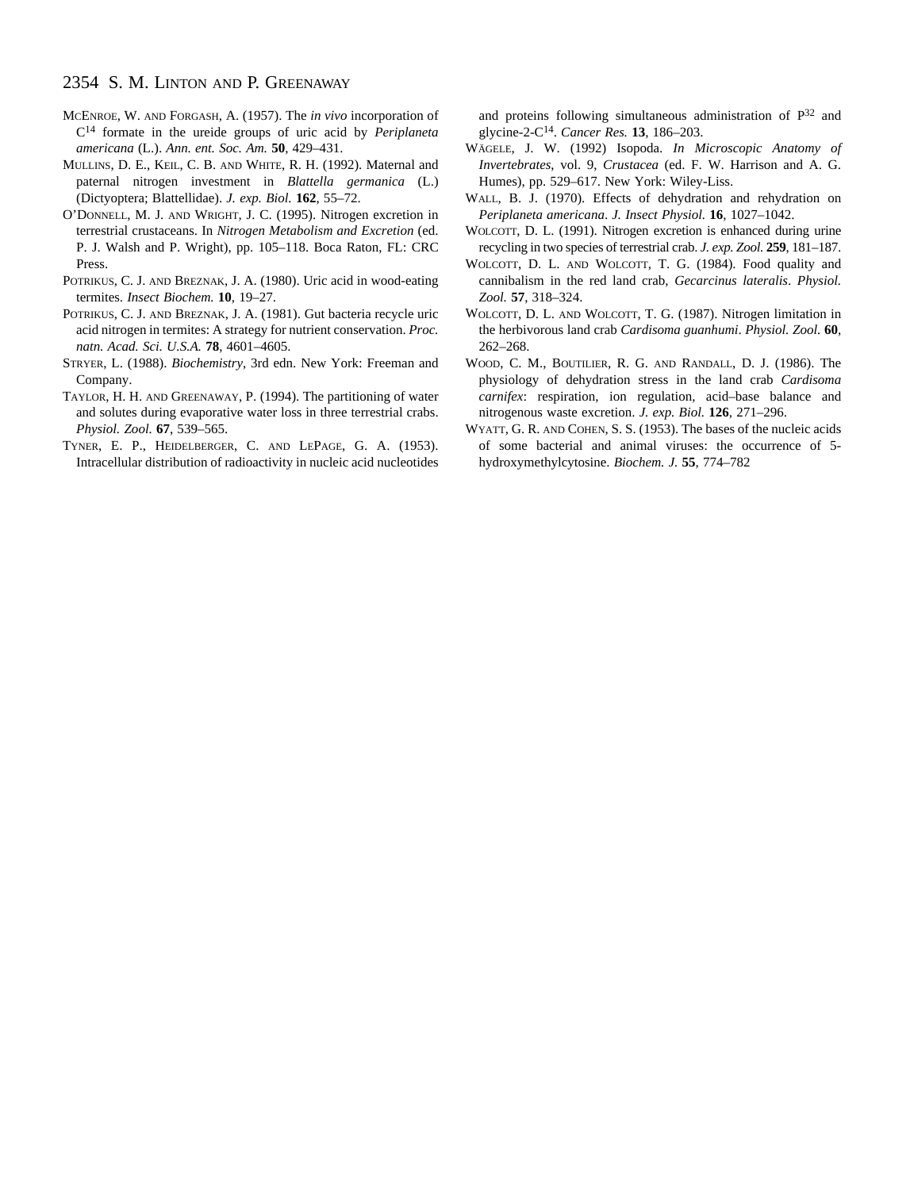McEnroe, W. and Forgash, A. (1957). The *in vivo* incorporation of $C^{14}$ formate in the ureide groups of uric acid by *Periplaneta americana* (L.). *Ann. ent. Soc. Am.* **50**, 429–431.

Mullins, D. E., Keil, C. B. and White, R. H. (1992). Maternal and paternal nitrogen investment in *Blattella germanica* (L.) (Dictyoptera; Blattellidae). *J. exp. Biol.* **162**, 55–72.

O'Donnell, M. J. and Wright, J. C. (1995). Nitrogen excretion in terrestrial crustaceans. In *Nitrogen Metabolism and Excretion* (ed. P. J. Walsh and P. Wright), pp. 105–118. Boca Raton, FL: CRC Press.

Potrikus, C. J. and Breznak, J. A. (1980). Uric acid in wood-eating termites. *Insect Biochem.* **10**, 19–27.

Potrikus, C. J. and Breznak, J. A. (1981). Gut bacteria recycle uric acid nitrogen in termites: A strategy for nutrient conservation. *Proc. natn. Acad. Sci. U.S.A.* **78**, 4601–4605.

Stryer, L. (1988). *Biochemistry*, 3rd edn. New York: Freeman and Company.

Taylor, H. H. and Greenaway, P. (1994). The partitioning of water and solutes during evaporative water loss in three terrestrial crabs. *Physiol. Zool.* **67**, 539–565.

Tyner, E. P., Heidelberger, C. and LePage, G. A. (1953). Intracellular distribution of radioactivity in nucleic acid nucleotides and proteins following simultaneous administration of $P^{32}$ and glycine-2-$C^{14}$. *Cancer Res.* **13**, 186–203.

Wägele, J. W. (1992) Isopoda. *In Microscopic Anatomy of Invertebrates*, vol. 9, *Crustacea* (ed. F. W. Harrison and A. G. Humes), pp. 529–617. New York: Wiley-Liss.

Wall, B. J. (1970). Effects of dehydration and rehydration on *Periplaneta americana*. *J. Insect Physiol.* **16**, 1027–1042.

Wolcott, D. L. (1991). Nitrogen excretion is enhanced during urine recycling in two species of terrestrial crab. *J. exp. Zool.* **259**, 181–187.

Wolcott, D. L. and Wolcott, T. G. (1984). Food quality and cannibalism in the red land crab, *Gecarcinus lateralis*. *Physiol. Zool.* **57**, 318–324.

Wolcott, D. L. and Wolcott, T. G. (1987). Nitrogen limitation in the herbivorous land crab *Cardisoma guanhumi*. *Physiol. Zool.* **60**, 262–268.

Wood, C. M., Boutilier, R. G. and Randall, D. J. (1986). The physiology of dehydration stress in the land crab *Cardisoma carnifex*: respiration, ion regulation, acid–base balance and nitrogenous waste excretion. *J. exp. Biol.* **126**, 271–296.

Wyatt, G. R. and Cohen, S. S. (1953). The bases of the nucleic acids of some bacterial and animal viruses: the occurrence of 5-hydroxymethylcytosine. *Biochem. J.* **55**, 774–782